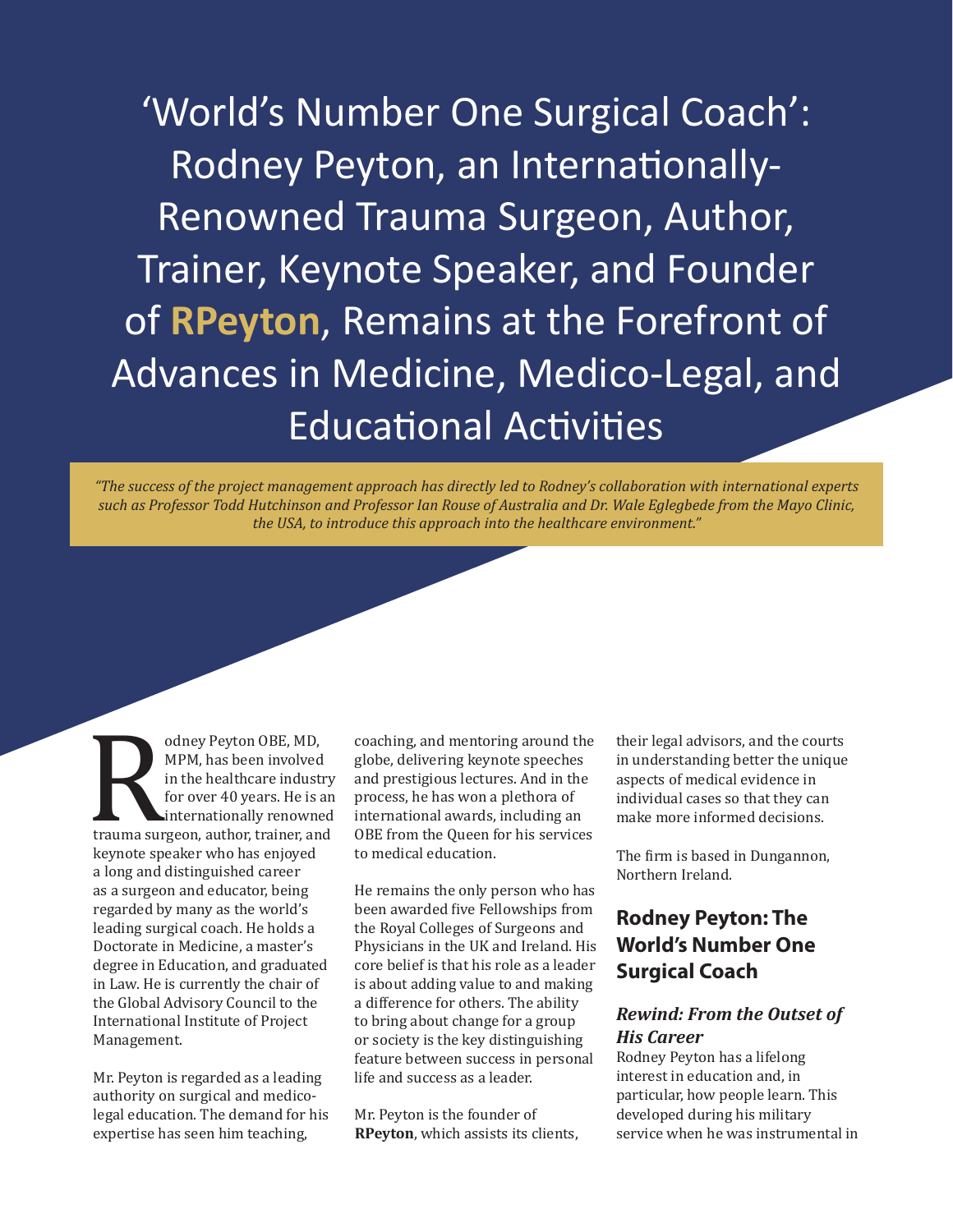# 'World's Number One Surgical Coach': Rodney Peyton, an Internationally-Renowned Trauma Surgeon, Author, Trainer, Keynote Speaker, and Founder of **RPeyton**, Remains at the Forefront of Advances in Medicine, Medico-Legal, and Educational Activities

*"The success of the project management approach has directly led to Rodney's collaboration with international experts such as Professor Todd Hutchinson and Professor Ian Rouse of Australia and Dr. Wale Eglegbede from the Mayo Clinic, the USA, to introduce this approach into the healthcare environment."*

Rodney Peyton OBE, MD, MPM, has been involved in the healthcare industry for over 40 years. He is an internationally renowned trauma surgeon, author, trainer, and keynote speaker who has enjoyed a long and distinguished career as a surgeon and educator, being regarded by many as the world's leading surgical coach. He holds a Doctorate in Medicine, a master's degree in Education, and graduated in Law. He is currently the chair of the Global Advisory Council to the International Institute of Project Management.

Mr. Peyton is regarded as a leading authority on surgical and medico-legal education. The demand for his expertise has seen him teaching, coaching, and mentoring around the globe, delivering keynote speeches and prestigious lectures. And in the process, he has won a plethora of international awards, including an OBE from the Queen for his services to medical education.

He remains the only person who has been awarded five Fellowships from the Royal Colleges of Surgeons and Physicians in the UK and Ireland. His core belief is that his role as a leader is about adding value to and making a difference for others. The ability to bring about change for a group or society is the key distinguishing feature between success in personal life and success as a leader.

Mr. Peyton is the founder of **RPeyton**, which assists its clients, their legal advisors, and the courts in understanding better the unique aspects of medical evidence in individual cases so that they can make more informed decisions.

The firm is based in Dungannon, Northern Ireland.

## Rodney Peyton: The World's Number One Surgical Coach

### *Rewind: From the Outset of His Career*

Rodney Peyton has a lifelong interest in education and, in particular, how people learn. This developed during his military service when he was instrumental in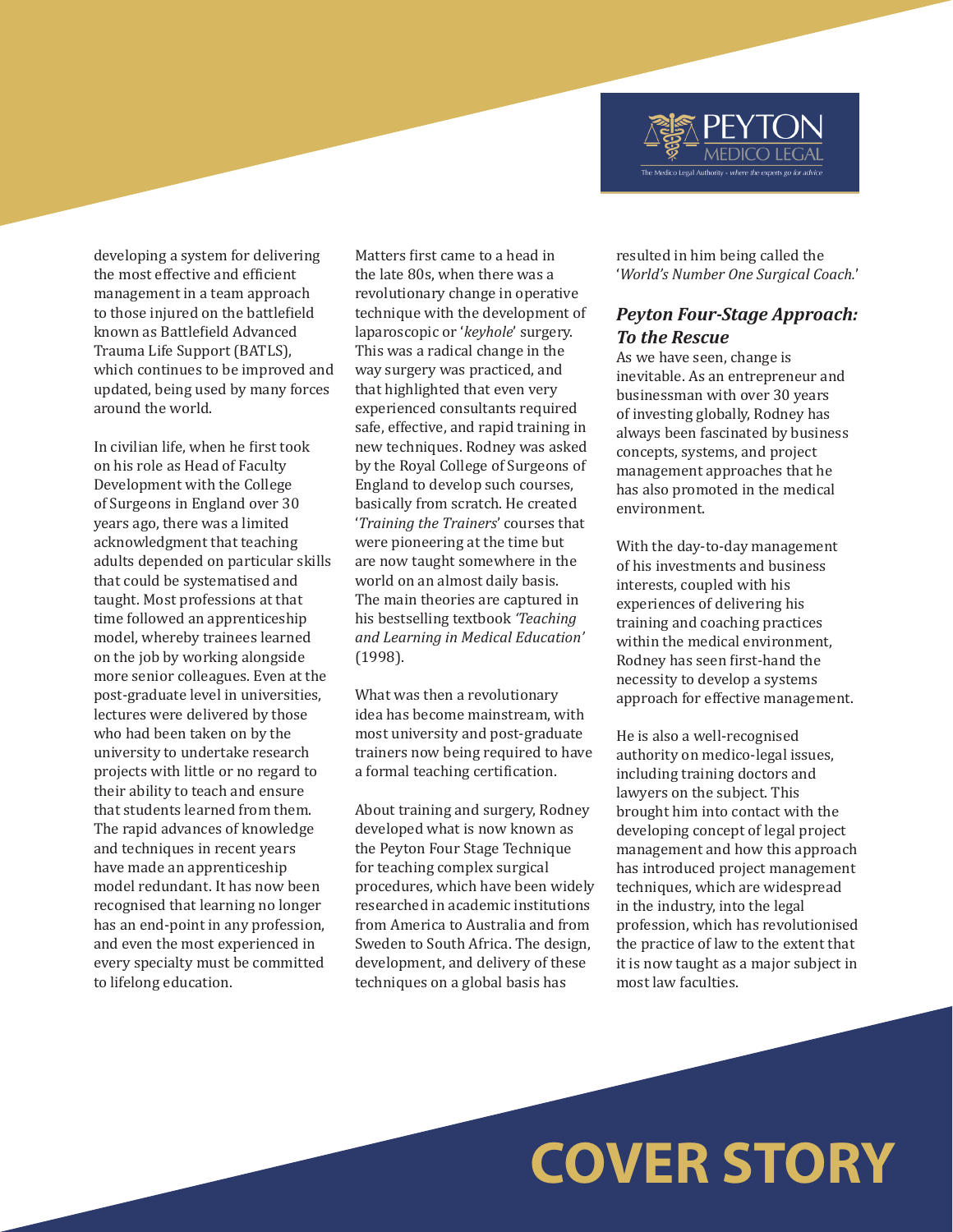developing a system for delivering the most effective and efficient management in a team approach to those injured on the battlefield known as Battlefield Advanced Trauma Life Support (BATLS), which continues to be improved and updated, being used by many forces around the world.

In civilian life, when he first took on his role as Head of Faculty Development with the College of Surgeons in England over 30 years ago, there was a limited acknowledgment that teaching adults depended on particular skills that could be systematised and taught. Most professions at that time followed an apprenticeship model, whereby trainees learned on the job by working alongside more senior colleagues. Even at the post-graduate level in universities, lectures were delivered by those who had been taken on by the university to undertake research projects with little or no regard to their ability to teach and ensure that students learned from them. The rapid advances of knowledge and techniques in recent years have made an apprenticeship model redundant. It has now been recognised that learning no longer has an end-point in any profession, and even the most experienced in every specialty must be committed to lifelong education.

Matters first came to a head in the late 80s, when there was a revolutionary change in operative technique with the development of laparoscopic or '*keyhole*' surgery. This was a radical change in the way surgery was practiced, and that highlighted that even very experienced consultants required safe, effective, and rapid training in new techniques. Rodney was asked by the Royal College of Surgeons of England to develop such courses, basically from scratch. He created '*Training the Trainers*' courses that were pioneering at the time but are now taught somewhere in the world on an almost daily basis. The main theories are captured in his bestselling textbook *'Teaching and Learning in Medical Education'* (1998).

What was then a revolutionary idea has become mainstream, with most university and post-graduate trainers now being required to have a formal teaching certification.

About training and surgery, Rodney developed what is now known as the Peyton Four Stage Technique for teaching complex surgical procedures, which have been widely researched in academic institutions from America to Australia and from Sweden to South Africa. The design, development, and delivery of these techniques on a global basis has resulted in him being called the '*World's Number One Surgical Coach.*'

### *Peyton Four-Stage Approach: To the Rescue*

As we have seen, change is inevitable. As an entrepreneur and businessman with over 30 years of investing globally, Rodney has always been fascinated by business concepts, systems, and project management approaches that he has also promoted in the medical environment.

With the day-to-day management of his investments and business interests, coupled with his experiences of delivering his training and coaching practices within the medical environment, Rodney has seen first-hand the necessity to develop a systems approach for effective management.

He is also a well-recognised authority on medico-legal issues, including training doctors and lawyers on the subject. This brought him into contact with the developing concept of legal project management and how this approach has introduced project management techniques, which are widespread in the industry, into the legal profession, which has revolutionised the practice of law to the extent that it is now taught as a major subject in most law faculties.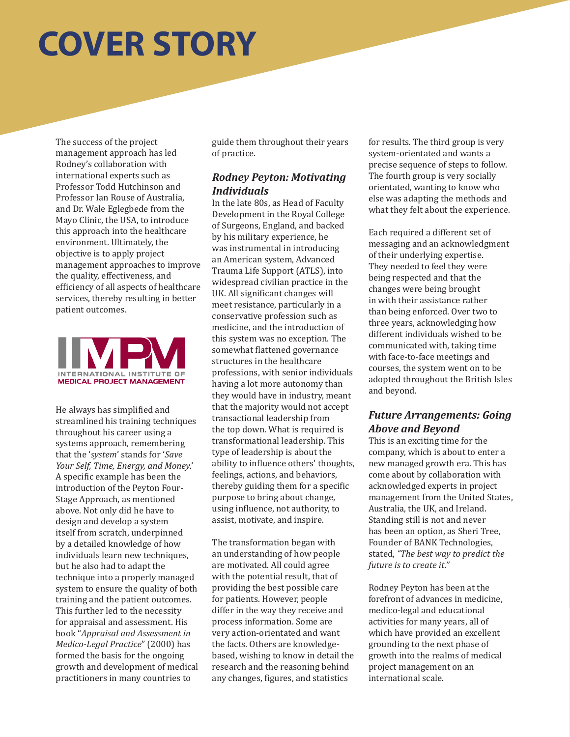# COVER STORY

The success of the project management approach has led Rodney's collaboration with international experts such as Professor Todd Hutchinson and Professor Ian Rouse of Australia, and Dr. Wale Eglegbede from the Mayo Clinic, the USA, to introduce this approach into the healthcare environment. Ultimately, the objective is to apply project management approaches to improve the quality, effectiveness, and efficiency of all aspects of healthcare services, thereby resulting in better patient outcomes.

IIMPM
INTERNATIONAL INSTITUTE OF
MEDICAL PROJECT MANAGEMENT

He always has simplified and streamlined his training techniques throughout his career using a systems approach, remembering that the '*system*' stands for '*Save Your Self, Time, Energy, and Money*.' A specific example has been the introduction of the Peyton Four-Stage Approach, as mentioned above. Not only did he have to design and develop a system itself from scratch, underpinned by a detailed knowledge of how individuals learn new techniques, but he also had to adapt the technique into a properly managed system to ensure the quality of both training and the patient outcomes. This further led to the necessity for appraisal and assessment. His book "*Appraisal and Assessment in Medico-Legal Practice*" (2000) has formed the basis for the ongoing growth and development of medical practitioners in many countries to guide them throughout their years of practice.

### *Rodney Peyton: Motivating Individuals*

In the late 80s, as Head of Faculty Development in the Royal College of Surgeons, England, and backed by his military experience, he was instrumental in introducing an American system, Advanced Trauma Life Support (ATLS), into widespread civilian practice in the UK. All significant changes will meet resistance, particularly in a conservative profession such as medicine, and the introduction of this system was no exception. The somewhat flattened governance structures in the healthcare professions, with senior individuals having a lot more autonomy than they would have in industry, meant that the majority would not accept transactional leadership from the top down. What is required is transformational leadership. This type of leadership is about the ability to influence others' thoughts, feelings, actions, and behaviors, thereby guiding them for a specific purpose to bring about change, using influence, not authority, to assist, motivate, and inspire.

The transformation began with an understanding of how people are motivated. All could agree with the potential result, that of providing the best possible care for patients. However, people differ in the way they receive and process information. Some are very action-orientated and want the facts. Others are knowledge-based, wishing to know in detail the research and the reasoning behind any changes, figures, and statistics for results. The third group is very system-orientated and wants a precise sequence of steps to follow. The fourth group is very socially orientated, wanting to know who else was adapting the methods and what they felt about the experience.

Each required a different set of messaging and an acknowledgment of their underlying expertise. They needed to feel they were being respected and that the changes were being brought in with their assistance rather than being enforced. Over two to three years, acknowledging how different individuals wished to be communicated with, taking time with face-to-face meetings and courses, the system went on to be adopted throughout the British Isles and beyond.

### *Future Arrangements: Going Above and Beyond*

This is an exciting time for the company, which is about to enter a new managed growth era. This has come about by collaboration with acknowledged experts in project management from the United States, Australia, the UK, and Ireland. Standing still is not and never has been an option, as Sheri Tree, Founder of BANK Technologies, stated, *"The best way to predict the future is to create it."*

Rodney Peyton has been at the forefront of advances in medicine, medico-legal and educational activities for many years, all of which have provided an excellent grounding to the next phase of growth into the realms of medical project management on an international scale.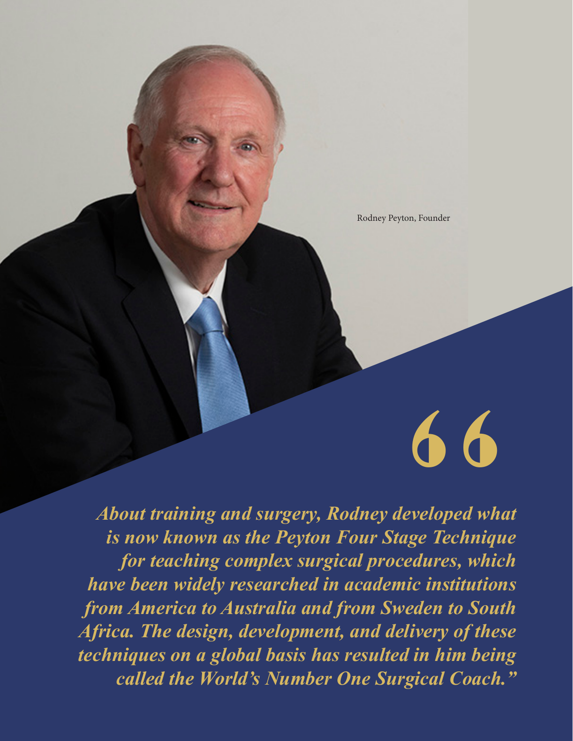Rodney Peyton, Founder

> ***About training and surgery, Rodney developed what is now known as the Peyton Four Stage Technique for teaching complex surgical procedures, which have been widely researched in academic institutions from America to Australia and from Sweden to South Africa. The design, development, and delivery of these techniques on a global basis has resulted in him being called the World's Number One Surgical Coach."***